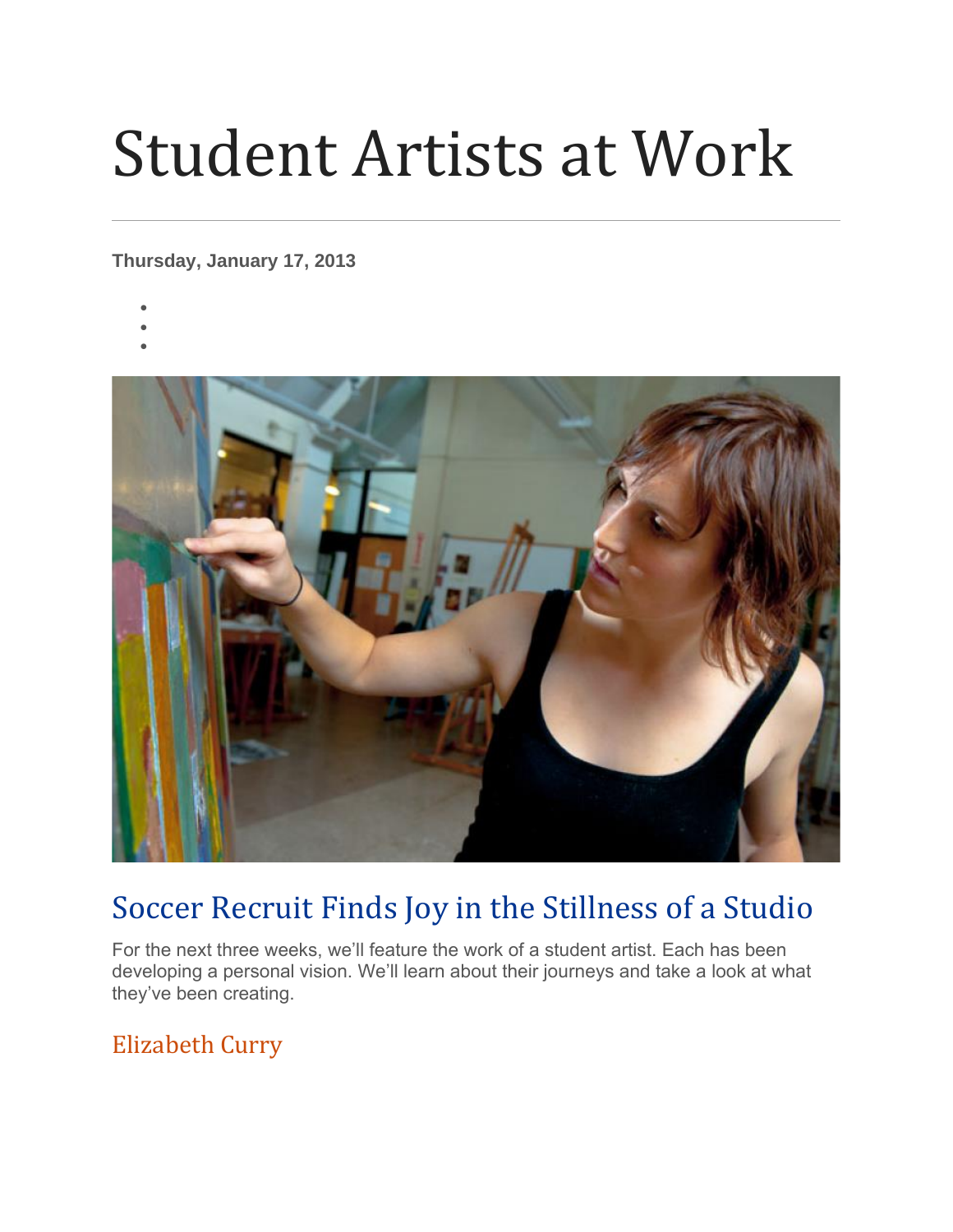# Student Artists at Work

**Thursday, January 17, 2013**

## Soccer Recruit Finds Joy in the Stillness of a Studio

For the next three weeks, we'll feature the work of a student artist. Each has been developing a personal vision. We'll learn about their journeys and take a look at what they've been creating.

### Elizabeth Curry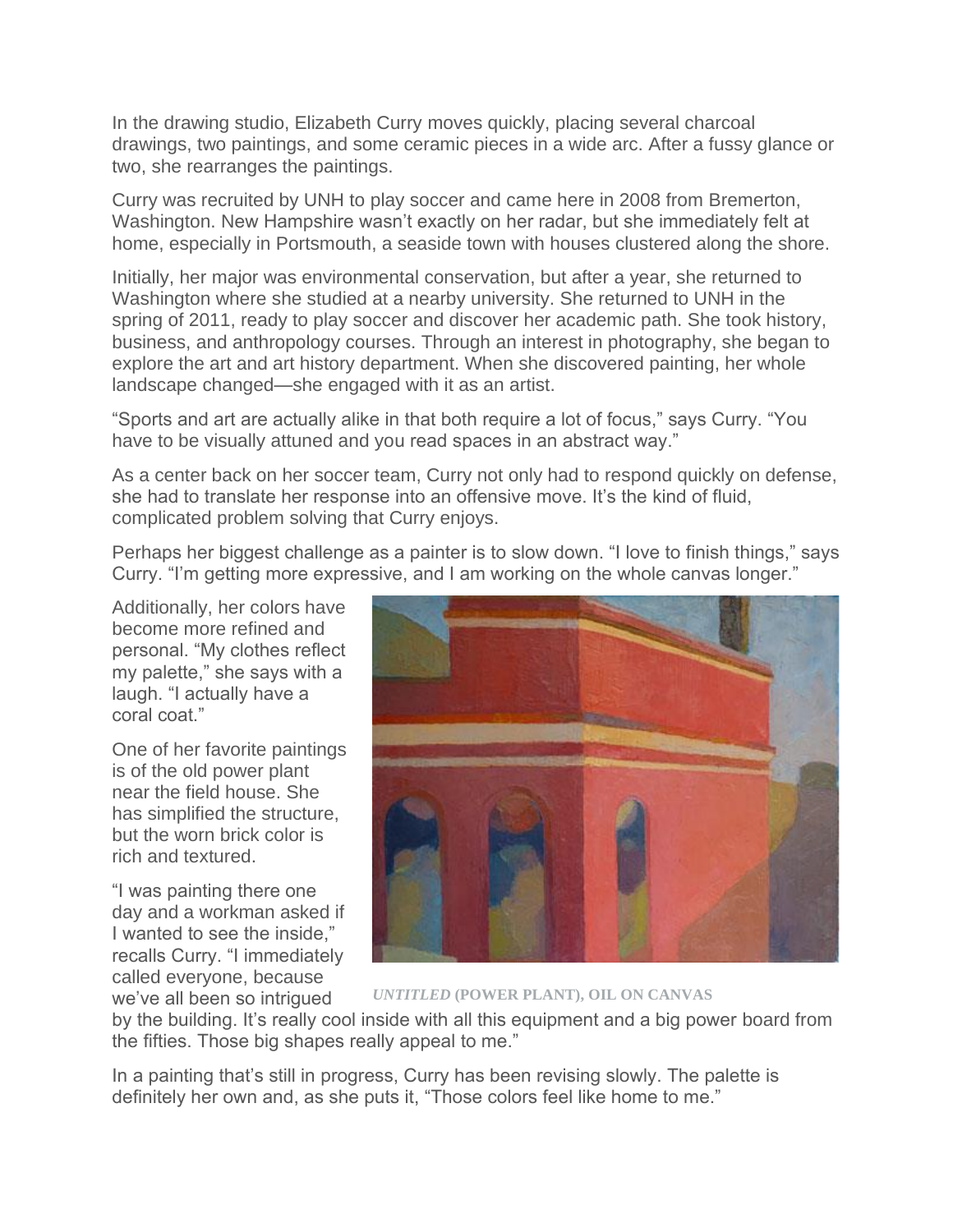In the drawing studio, Elizabeth Curry moves quickly, placing several charcoal drawings, two paintings, and some ceramic pieces in a wide arc. After a fussy glance or two, she rearranges the paintings.

Curry was recruited by UNH to play soccer and came here in 2008 from Bremerton, Washington. New Hampshire wasn't exactly on her radar, but she immediately felt at home, especially in Portsmouth, a seaside town with houses clustered along the shore.

Initially, her major was environmental conservation, but after a year, she returned to Washington where she studied at a nearby university. She returned to UNH in the spring of 2011, ready to play soccer and discover her academic path. She took history, business, and anthropology courses. Through an interest in photography, she began to explore the art and art history department. When she discovered painting, her whole landscape changed—she engaged with it as an artist.

"Sports and art are actually alike in that both require a lot of focus," says Curry. "You have to be visually attuned and you read spaces in an abstract way."

As a center back on her soccer team, Curry not only had to respond quickly on defense, she had to translate her response into an offensive move. It's the kind of fluid, complicated problem solving that Curry enjoys.

Perhaps her biggest challenge as a painter is to slow down. "I love to finish things," says Curry. "I'm getting more expressive, and I am working on the whole canvas longer."

Additionally, her colors have become more refined and personal. "My clothes reflect my palette," she says with a laugh. "I actually have a coral coat."

One of her favorite paintings is of the old power plant near the field house. She has simplified the structure, but the worn brick color is rich and textured.

"I was painting there one day and a workman asked if I wanted to see the inside," recalls Curry. "I immediately called everyone, because we've all been so intrigued by the building. It's really cool inside with all this equipment and a big power board from the fifties. Those big shapes really appeal to me."

*UNTITLED* (POWER PLANT), OIL ON CANVAS

In a painting that's still in progress, Curry has been revising slowly. The palette is definitely her own and, as she puts it, "Those colors feel like home to me."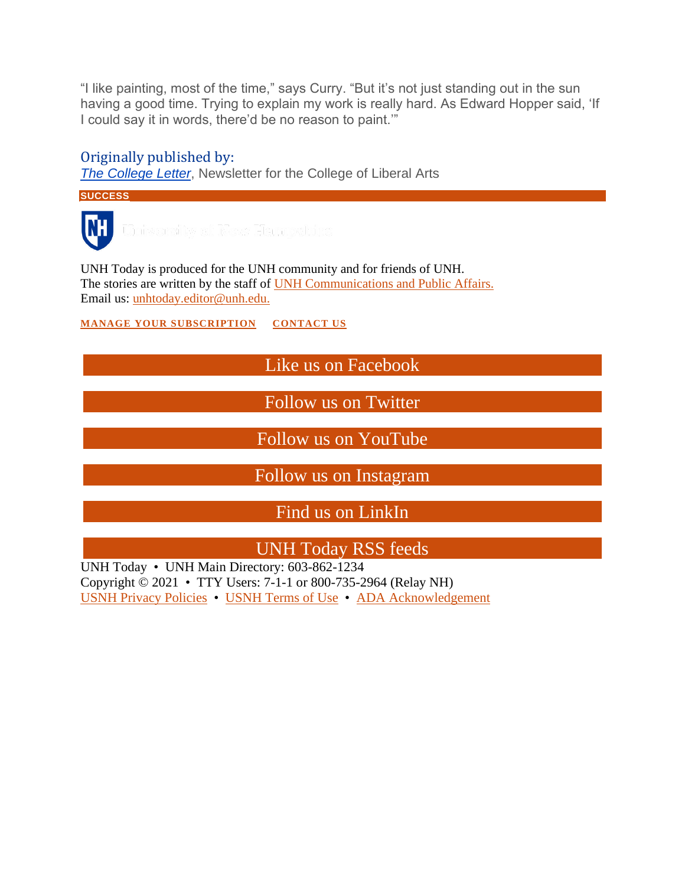"I like painting, most of the time," says Curry. "But it's not just standing out in the sun having a good time. Trying to explain my work is really hard. As Edward Hopper said, 'If I could say it in words, there'd be no reason to paint.'"

### Originally published by:

*The College Letter*, Newsletter for the College of Liberal Arts

**SUCCESS**

UNH Today is produced for the UNH community and for friends of UNH.
The stories are written by the staff of UNH Communications and Public Affairs.
Email us: unhtoday.editor@unh.edu.

**MANAGE YOUR SUBSCRIPTION** **CONTACT US**

Like us on Facebook

Follow us on Twitter

Follow us on YouTube

Follow us on Instagram

Find us on LinkIn

UNH Today RSS feeds

UNH Today • UNH Main Directory: 603-862-1234
Copyright © 2021 • TTY Users: 7-1-1 or 800-735-2964 (Relay NH)
USNH Privacy Policies • USNH Terms of Use • ADA Acknowledgement